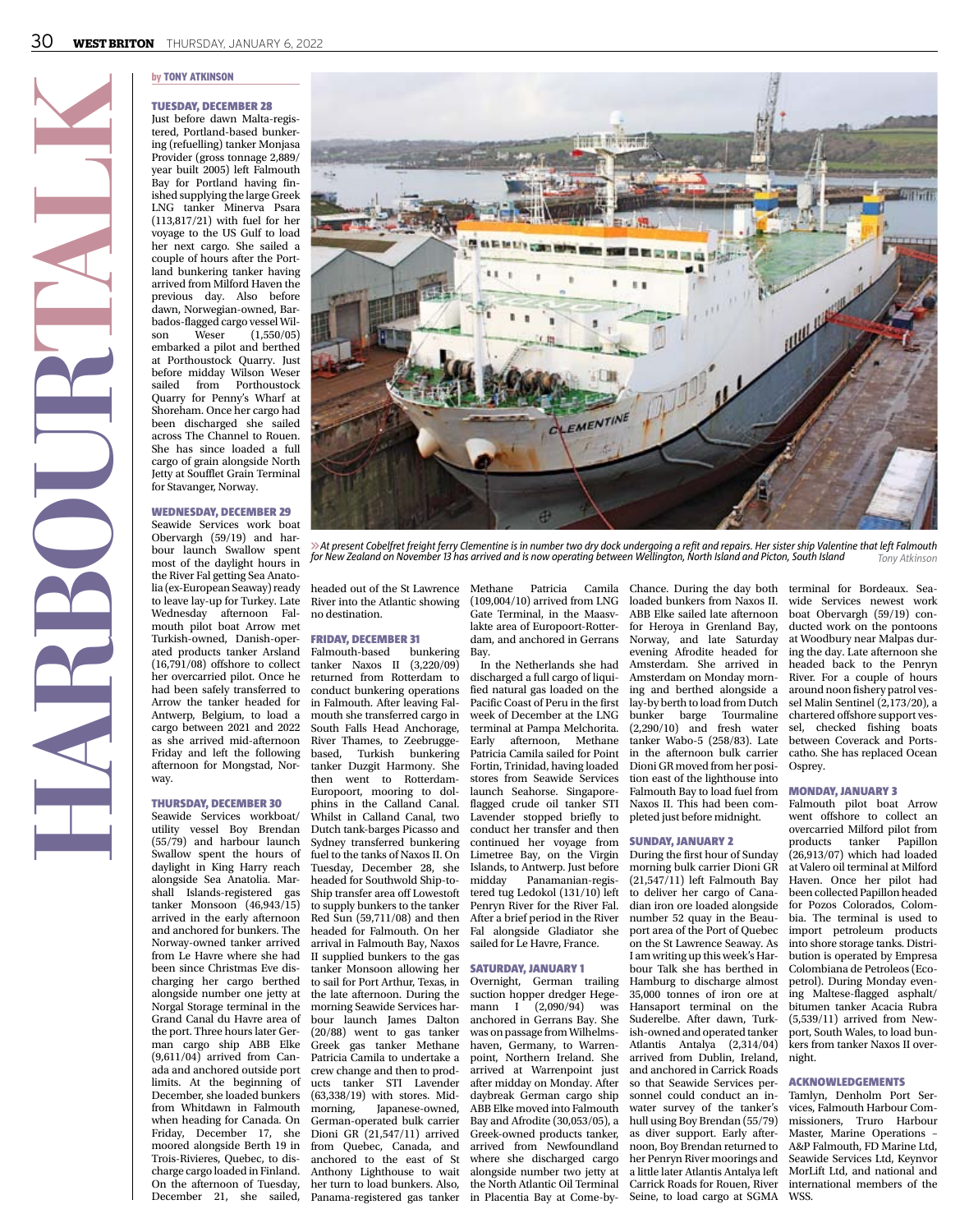# HARBOUR TALK

by TONY ATKINSON

### TUESDAY, DECEMBER 28

Just before dawn Malta-registered, Portland-based bunkering (refuelling) tanker Monjasa Provider (gross tonnage 2,889/ year built 2005) left Falmouth Bay for Portland having finished supplying the large Greek LNG tanker Minerva Psara (113,817/21) with fuel for her voyage to the US Gulf to load her next cargo. She sailed a couple of hours after the Portland bunkering tanker having arrived from Milford Haven the previous day. Also before dawn, Norwegian-owned, Barbados-flagged cargo vessel Wilson Weser (1,550/05) embarked a pilot and berthed at Porthoustock Quarry. Just before midday Wilson Weser sailed from Porthoustock Quarry for Penny's Wharf at Shoreham. Once her cargo had been discharged she sailed across The Channel to Rouen. She has since loaded a full cargo of grain alongside North Jetty at Soufflet Grain Terminal for Stavanger, Norway.

### WEDNESDAY, DECEMBER 29

Seawide Services work boat Obervargh (59/19) and harbour launch Swallow spent most of the daylight hours in the River Fal getting Sea Anatolia (ex-European Seaway) ready to leave lay-up for Turkey. Late Wednesday afternoon Falmouth pilot boat Arrow met Turkish-owned, Danish-operated products tanker Arsland (16,791/08) offshore to collect her overcarried pilot. Once he had been safely transferred to Arrow the tanker headed for Antwerp, Belgium, to load a cargo between 2021 and 2022 as she arrived mid-afternoon Friday and left the following afternoon for Mongstad, Norway.

### THURSDAY, DECEMBER 30

Seawide Services workboat/ utility vessel Boy Brendan (55/79) and harbour launch Swallow spent the hours of daylight in King Harry reach alongside Sea Anatolia. Marshall Islands-registered gas tanker Monsoon (46,943/15) arrived in the early afternoon and anchored for bunkers. The Norway-owned tanker arrived from Le Havre where she had been since Christmas Eve discharging her cargo berthed alongside number one jetty at Norgal Storage terminal in the Grand Canal du Havre area of the port. Three hours later German cargo ship ABB Elke (9,611/04) arrived from Canada and anchored outside port limits. At the beginning of December, she loaded bunkers from Whitdawn in Falmouth when heading for Canada. On Friday, December 17, she moored alongside Berth 19 in Trois-Rivieres, Quebec, to discharge cargo loaded in Finland. On the afternoon of Tuesday, December 21, she sailed, headed out of the St Lawrence River into the Atlantic showing no destination.

»At present Cobelfret freight ferry Clementine is in number two dry dock undergoing a refit and repairs. Her sister ship Valentine that left Falmouth for New Zealand on November 13 has arrived and is now operating between Wellington, North Island and Picton, South Island *Tony Atkinson*

### FRIDAY, DECEMBER 31

Falmouth-based bunkering tanker Naxos II (3,220/09) returned from Rotterdam to conduct bunkering operations in Falmouth. After leaving Falmouth she transferred cargo in South Falls Head Anchorage, River Thames, to Zeebrugge-based, Turkish bunkering tanker Duzgit Harmony. She then went to Rotterdam-Europoort, mooring to dolphins in the Calland Canal. Whilst in Calland Canal, two Dutch tank-barges Picasso and Sydney transferred bunkering fuel to the tanks of Naxos II. On Tuesday, December 28, she headed for Southwold Ship-to-Ship transfer area off Lowestoft to supply bunkers to the tanker Red Sun (59,711/08) and then headed for Falmouth. On her arrival in Falmouth Bay, Naxos II supplied bunkers to the gas tanker Monsoon allowing her to sail for Port Arthur, Texas, in the late afternoon. During the morning Seawide Services harbour launch James Dalton (20/88) went to gas tanker Greek gas tanker Methane Patricia Camila to undertake a crew change and then to products tanker STI Lavender (63,338/19) with stores. Mid-morning, Japanese-owned, German-operated bulk carrier Dioni GR (21,547/11) arrived from Quebec, Canada, and anchored to the east of St Anthony Lighthouse to wait her turn to load bunkers. Also, Panama-registered gas tanker Methane Patricia Camila (109,004/10) arrived from LNG Gate Terminal, in the Maasvlakte area of Europoort-Rotterdam, and anchored in Gerrans Bay.

In the Netherlands she had discharged a full cargo of liquified natural gas loaded on the Pacific Coast of Peru in the first week of December at the LNG terminal at Pampa Melchorita. Early afternoon, Methane Patricia Camila sailed for Point Fortin, Trinidad, having loaded stores from Seawide Services launch Seahorse. Singapore-flagged crude oil tanker STI Lavender stopped briefly to conduct her transfer and then continued her voyage from Limetree Bay, on the Virgin Islands, to Antwerp. Just before midday Panamanian-registered tug Ledokol (131/10) left Penryn River for the River Fal. After a brief period in the River Fal alongside Gladiator she sailed for Le Havre, France.

### SATURDAY, JANUARY 1

Overnight, German trailing suction hopper dredger Hegemann I (2,090/94) was anchored in Gerrans Bay. She was on passage from Wilhelmshaven, Germany, to Warrenpoint, Northern Ireland. She arrived at Warrenpoint just after midday on Monday. After daybreak German cargo ship ABB Elke moved into Falmouth Bay and Afrodite (30,053/05), a Greek-owned products tanker, arrived from Newfoundland where she discharged cargo alongside number two jetty at the North Atlantic Oil Terminal in Placentia Bay at Come-by-Chance. During the day both loaded bunkers from Naxos II. ABB Elke sailed late afternoon for Heroya in Grenland Bay, Norway, and late Saturday evening Afrodite headed for Amsterdam. She arrived in Amsterdam on Monday morning and berthed alongside a lay-by berth to load from Dutch bunker barge Tourmaline (2,290/10) and fresh water tanker Wabo-5 (258/83). Late in the afternoon bulk carrier Dioni GR moved from her position east of the lighthouse into Falmouth Bay to load fuel from Naxos II. This had been completed just before midnight.

### SUNDAY, JANUARY 2

During the first hour of Sunday morning bulk carrier Dioni GR (21,547/11) left Falmouth Bay to deliver her cargo of Canadian iron ore loaded alongside number 52 quay in the Beauport area of the Port of Quebec on the St Lawrence Seaway. As I am writing up this week's Harbour Talk she has berthed in Hamburg to discharge almost 35,000 tonnes of iron ore at Hansaport terminal on the Suderelbe. After dawn, Turkish-owned and operated tanker Atlantis Antalya (2,314/04) arrived from Dublin, Ireland, and anchored in Carrick Roads so that Seawide Services personnel could conduct an in-water survey of the tanker's hull using Boy Brendan (55/79) as diver support. Early afternoon, Boy Brendan returned to her Penryn River moorings and a little later Atlantis Antalya left Carrick Roads for Rouen, River Seine, to load cargo at SGMA terminal for Bordeaux. Seawide Services newest work boat Obervargh (59/19) conducted work on the pontoons at Woodbury near Malpas during the day. Late afternoon she headed back to the Penryn River. For a couple of hours around noon fishery patrol vessel Malin Sentinel (2,173/20), a chartered offshore support vessel, checked fishing boats between Coverack and Portscatho. She has replaced Ocean Osprey.

### MONDAY, JANUARY 3

Falmouth pilot boat Arrow went offshore to collect an overcarried Milford pilot from products tanker Papillon (26,913/07) which had loaded at Valero oil terminal at Milford Haven. Once her pilot had been collected Papillon headed for Pozos Colorados, Colombia. The terminal is used to import petroleum products into shore storage tanks. Distribution is operated by Empresa Colombiana de Petroleos (Ecopetrol). During Monday evening Maltese-flagged asphalt/ bitumen tanker Acacia Rubra (5,539/11) arrived from Newport, South Wales, to load bunkers from tanker Naxos II overnight.

### ACKNOWLEDGEMENTS

Tamlyn, Denholm Port Services, Falmouth Harbour Commissioners, Truro Harbour Master, Marine Operations – A&P Falmouth, FD Marine Ltd, Seawide Services Ltd, Keynvor MorLift Ltd, and national and international members of the WSS.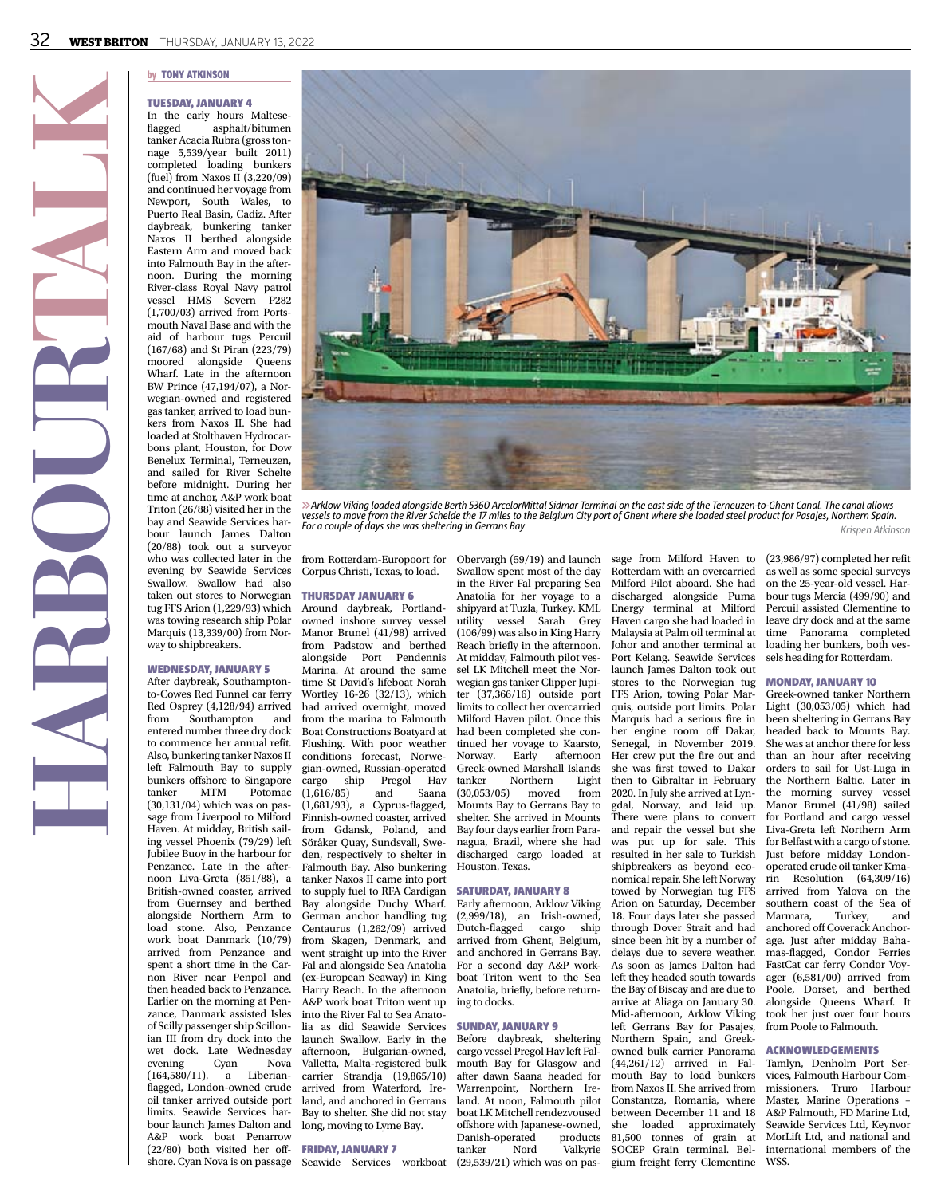# HARBOURTALK

by TONY ATKINSON

### TUESDAY, JANUARY 4

In the early hours Maltese-flagged asphalt/bitumen tanker Acacia Rubra (gross tonnage 5,539/year built 2011) completed loading bunkers (fuel) from Naxos II (3,220/09) and continued her voyage from Newport, South Wales, to Puerto Real Basin, Cadiz. After daybreak, bunkering tanker Naxos II berthed alongside Eastern Arm and moved back into Falmouth Bay in the afternoon. During the morning River-class Royal Navy patrol vessel HMS Severn P282 (1,700/03) arrived from Portsmouth Naval Base and with the aid of harbour tugs Percuil (167/68) and St Piran (223/79) moored alongside Queens Wharf. Late in the afternoon BW Prince (47,194/07), a Norwegian-owned and registered gas tanker, arrived to load bunkers from Naxos II. She had loaded at Stolthaven Hydrocarbons plant, Houston, for Dow Benelux Terminal, Terneuzen, and sailed for River Schelte before midnight. During her time at anchor, A&P work boat Triton (26/88) visited her in the bay and Seawide Services harbour launch James Dalton (20/88) took out a surveyor who was collected later in the evening by Seawide Services Swallow. Swallow had also taken out stores to Norwegian tug FFS Arion (1,229/93) which was towing research ship Polar Marquis (13,339/00) from Norway to shipbreakers.

### WEDNESDAY, JANUARY 5

After daybreak, Southampton-to-Cowes Red Funnel car ferry Red Osprey (4,128/94) arrived from Southampton and entered number three dry dock to commence her annual refit. Also, bunkering tanker Naxos II left Falmouth Bay to supply bunkers offshore to Singapore tanker MTM Potomac (30,131/04) which was on passage from Liverpool to Milford Haven. At midday, British sailing vessel Phoenix (79/29) left Jubilee Buoy in the harbour for Penzance. Late in the afternoon Liva-Greta (851/88), a British-owned coaster, arrived from Guernsey and berthed alongside Northern Arm to load stone. Also, Penzance work boat Danmark (10/79) arrived from Penzance and spent a short time in the Carnon River near Penpol and then headed back to Penzance. Earlier on the morning at Penzance, Danmark assisted Isles of Scilly passenger ship Scillonian III from dry dock into the wet dock. Late Wednesday evening Cyan Nova (164,580/11), a Liberian-flagged, London-owned crude oil tanker arrived outside port limits. Seawide Services harbour launch James Dalton and A&P work boat Penarrow (22/80) both visited her offshore. Cyan Nova is on passage from Rotterdam-Europoort for Corpus Christi, Texas, to load.

*Arklow Viking loaded alongside Berth 5360 ArcelorMittal Sidmar Terminal on the east side of the Terneuzen-to-Ghent Canal. The canal allows vessels to move from the River Schelde the 17 miles to the Belgium City port of Ghent where she loaded steel product for Pasajes, Northern Spain. For a couple of days she was sheltering in Gerrans Bay* Krispen Atkinson

### THURSDAY JANUARY 6

Around daybreak, Portland-owned inshore survey vessel Manor Brunel (41/98) arrived from Padstow and berthed alongside Port Pendennis Marina. At around the same time St David's lifeboat Norah Wortley 16-26 (32/13), which had arrived overnight, moved from the marina to Falmouth Boat Constructions Boatyard at Flushing. With poor weather conditions forecast, Norwegian-owned, Russian-operated cargo ship Pregol Hav (1,616/85) and Saana (1,681/93), a Cyprus-flagged, Finnish-owned coaster, arrived from Gdansk, Poland, and Söråker Quay, Sundsvall, Sweden, respectively to shelter in Falmouth Bay. Also bunkering tanker Naxos II came into port to supply fuel to RFA Cardigan Bay alongside Duchy Wharf. German anchor handling tug Centaurus (1,262/09) arrived from Skagen, Denmark, and went straight up into the River Fal and alongside Sea Anatolia (ex-European Seaway) in King Harry Reach. In the afternoon A&P work boat Triton went up into the River Fal to Sea Anatolia as did Seawide Services launch Swallow. Early in the afternoon, Bulgarian-owned, Valletta, Malta-registered bulk carrier Strandja (19,865/10) arrived from Waterford, Ireland, and anchored in Gerrans Bay to shelter. She did not stay long, moving to Lyme Bay.

### FRIDAY, JANUARY 7

Seawide Services workboat Obervargh (59/19) and launch Swallow spent most of the day in the River Fal preparing Sea Anatolia for her voyage to a shipyard at Tuzla, Turkey. KML utility vessel Sarah Grey (106/99) was also in King Harry Reach briefly in the afternoon. At midday, Falmouth pilot vessel LK Mitchell meet the Norwegian gas tanker Clipper Jupiter (37,366/16) outside port limits to collect her overcarried Milford Haven pilot. Once this had been completed she continued her voyage to Kaarsto, Norway. Early afternoon Greek-owned Marshall Islands tanker Northern Light (30,053/05) moved from Mounts Bay to Gerrans Bay to shelter. She arrived in Mounts Bay four days earlier from Paranagua, Brazil, where she had discharged cargo loaded at Houston, Texas.

### SATURDAY, JANUARY 8

Early afternoon, Arklow Viking (2,999/18), an Irish-owned, Dutch-flagged cargo ship arrived from Ghent, Belgium, and anchored in Gerrans Bay. For a second day A&P workboat Triton went to the Sea Anatolia, briefly, before returning to docks.

### SUNDAY, JANUARY 9

Before daybreak, sheltering cargo vessel Pregol Hav left Falmouth Bay for Glasgow and after dawn Saana headed for Warrenpoint, Northern Ireland. At noon, Falmouth pilot boat LK Mitchell rendezvoused offshore with Japanese-owned, Danish-operated products tanker Nord Valkyrie (29,539/21) which was on passage from Milford Haven to Rotterdam with an overcarried Milford Pilot aboard. She had discharged alongside Puma Energy terminal at Milford Haven cargo she had loaded in Malaysia at Palm oil terminal at Johor and another terminal at Port Kelang. Seawide Services launch James Dalton took out stores to the Norwegian tug FFS Arion, towing Polar Marquis, outside port limits. Polar Marquis had a serious fire in her engine room off Dakar, Senegal, in November 2019. Her crew put the fire out and she was first towed to Dakar then to Gibraltar in February 2020. In July she arrived at Lyngdal, Norway, and laid up. There were plans to convert and repair the vessel but she was put up for sale. This resulted in her sale to Turkish shipbreakers as beyond economical repair. She left Norway towed by Norwegian tug FFS Arion on Saturday, December 18. Four days later she passed through Dover Strait and had since been hit by a number of delays due to severe weather. As soon as James Dalton had left they headed south towards the Bay of Biscay and are due to arrive at Aliaga on January 30. Mid-afternoon, Arklow Viking left Gerrans Bay for Pasajes, Northern Spain, and Greek-owned bulk carrier Panorama (44,261/12) arrived in Falmouth Bay to load bunkers from Naxos II. She arrived from Constantza, Romania, where between December 11 and 18 she loaded approximately 81,500 tonnes of grain at SOCEP Grain terminal. Belgium freight ferry Clementine (23,986/97) completed her refit as well as some special surveys on the 25-year-old vessel. Harbour tugs Mercia (499/90) and Percuil assisted Clementine to leave dry dock and at the same time Panorama completed loading her bunkers, both vessels heading for Rotterdam.

### MONDAY, JANUARY 10

Greek-owned tanker Northern Light (30,053/05) which had been sheltering in Gerrans Bay headed back to Mounts Bay. She was at anchor there for less than an hour after receiving orders to sail for Ust-Luga in the Northern Baltic. Later in the morning survey vessel Manor Brunel (41/98) sailed for Portland and cargo vessel Liva-Greta left Northern Arm for Belfast with a cargo of stone. Just before midday London-operated crude oil tanker Kmarin Resolution (64,309/16) arrived from Yalova on the southern coast of the Sea of Marmara, Turkey, and anchored off Coverack Anchorage. Just after midday Bahamas-flagged, Condor Ferries FastCat car ferry Condor Voyager (6,581/00) arrived from Poole, Dorset, and berthed alongside Queens Wharf. It took her just over four hours from Poole to Falmouth.

### ACKNOWLEDGEMENTS

Tamlyn, Denholm Port Services, Falmouth Harbour Commissioners, Truro Harbour Master, Marine Operations – A&P Falmouth, FD Marine Ltd, Seawide Services Ltd, Keynvor MorLift Ltd, and national and international members of the WSS.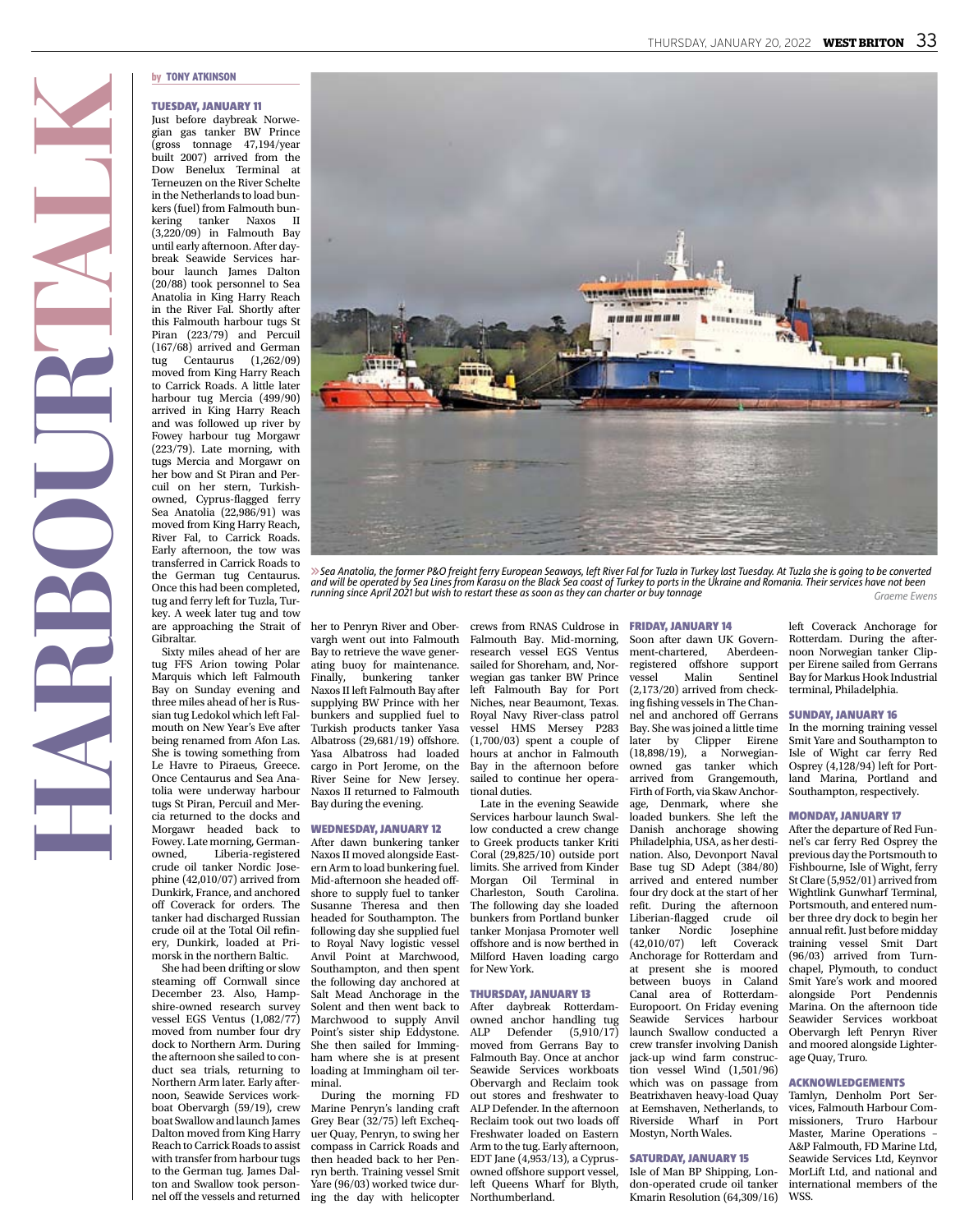# HARBOUR TALK

by TONY ATKINSON

### TUESDAY, JANUARY 11

Just before daybreak Norwegian gas tanker BW Prince (gross tonnage 47,194/year built 2007) arrived from the Dow Benelux Terminal at Terneuzen on the River Schelte in the Netherlands to load bunkers (fuel) from Falmouth bunkering tanker Naxos II (3,220/09) in Falmouth Bay until early afternoon. After daybreak Seawide Services harbour launch James Dalton (20/88) took personnel to Sea Anatolia in King Harry Reach in the River Fal. Shortly after this Falmouth harbour tugs St Piran (223/79) and Percuil (167/68) arrived and German tug Centaurus (1,262/09) moved from King Harry Reach to Carrick Roads. A little later harbour tug Mercia (499/90) arrived in King Harry Reach and was followed up river by Fowey harbour tug Morgawr (223/79). Late morning, with tugs Mercia and Morgawr on her bow and St Piran and Percuil on her stern, Turkish-owned, Cyprus-flagged ferry Sea Anatolia (22,986/91) was moved from King Harry Reach, River Fal, to Carrick Roads. Early afternoon, the tow was transferred in Carrick Roads to the German tug Centaurus. Once this had been completed, tug and ferry left for Tuzla, Turkey. A week later tug and tow are approaching the Strait of Gibraltar.

Sixty miles ahead of her are tug FFS Arion towing Polar Marquis which left Falmouth Bay on Sunday evening and three miles ahead of her is Russian tug Ledokol which left Falmouth on New Year's Eve after being renamed from Afon Las. She is towing something from Le Havre to Piraeus, Greece. Once Centaurus and Sea Anatolia were underway harbour tugs St Piran, Percuil and Mercia returned to the docks and Morgawr headed back to Fowey. Late morning, German-owned, Liberia-registered crude oil tanker Nordic Josephine (42,010/07) arrived from Dunkirk, France, and anchored off Coverack for orders. The tanker had discharged Russian crude oil at the Total Oil refinery, Dunkirk, loaded at Primorsk in the northern Baltic.

She had been drifting or slow steaming off Cornwall since December 23. Also, Hampshire-owned research survey vessel EGS Ventus (1,082/77) moved from number four dry dock to Northern Arm. During the afternoon she sailed to conduct sea trials, returning to Northern Arm later. Early afternoon, Seawide Services workboat Obervargh (59/19), crew boat Swallow and launch James Dalton moved from King Harry Reach to Carrick Roads to assist with transfer from harbour tugs to the German tug. James Dalton and Swallow took personnel off the vessels and returned her to Penryn River and Obervargh went out into Falmouth Bay to retrieve the wave generating buoy for maintenance. Finally, bunkering tanker Naxos II left Falmouth Bay after supplying BW Prince with her bunkers and supplied fuel to Turkish products tanker Yasa Albatross (29,681/19) offshore. Yasa Albatross had loaded cargo in Port Jerome, on the River Seine for New Jersey. Naxos II returned to Falmouth Bay during the evening.

### WEDNESDAY, JANUARY 12

After dawn bunkering tanker Naxos II moved alongside Eastern Arm to load bunkering fuel. Mid-afternoon she headed offshore to supply fuel to tanker Susanne Theresa and then headed for Southampton. The following day she supplied fuel to Royal Navy logistic vessel Anvil Point at Marchwood, Southampton, and then spent the following day anchored at Salt Mead Anchorage in the Solent and then went back to Marchwood to supply Anvil Point's sister ship Eddystone. She then sailed for Immingham where she is at present loading at Immingham oil terminal.

During the morning FD Marine Penryn's landing craft Grey Bear (32/75) left Exchequer Quay, Penryn, to swing her compass in Carrick Roads and then headed back to her Penryn berth. Training vessel Smit Yare (96/03) worked twice during the day with helicopter crews from RNAS Culdrose in Falmouth Bay. Mid-morning, research vessel EGS Ventus sailed for Shoreham, and, Norwegian gas tanker BW Prince left Falmouth Bay for Port Niches, near Beaumont, Texas. Royal Navy River-class patrol vessel HMS Mersey P283 (1,700/03) spent a couple of hours at anchor in Falmouth Bay in the afternoon before sailed to continue her operational duties.

Late in the evening Seawide Services harbour launch Swallow conducted a crew change to Greek products tanker Kriti Coral (29,825/10) outside port limits. She arrived from Kinder Morgan Oil Terminal in Charleston, South Carolina. The following day she loaded bunkers from Portland bunker tanker Monjasa Promoter well offshore and is now berthed in Milford Haven loading cargo for New York.

### THURSDAY, JANUARY 13

After daybreak Rotterdam-owned anchor handling tug ALP Defender (5,910/17) moved from Gerrans Bay to Falmouth Bay. Once at anchor Seawide Services workboats Obervargh and Reclaim took out stores and freshwater to ALP Defender. In the afternoon Reclaim took out two loads off Freshwater loaded on Eastern Arm to the tug. Early afternoon, EDT Jane (4,953/13), a Cyprus-owned offshore support vessel, left Queens Wharf for Blyth, Northumberland.

### FRIDAY, JANUARY 14

Soon after dawn UK Government-chartered, Aberdeen-registered offshore support vessel Malin Sentinel (2,173/20) arrived from checking fishing vessels in The Channel and anchored off Gerrans Bay. She was joined a little time later by Clipper Eirene (18,898/19), a Norwegian-owned gas tanker which arrived from Grangemouth, Firth of Forth, via Skaw Anchorage, Denmark, where she loaded bunkers. She left the Danish anchorage showing Philadelphia, USA, as her destination. Also, Devonport Naval Base tug SD Adept (384/80) arrived and entered number four dry dock at the start of her refit. During the afternoon Liberian-flagged crude oil tanker Nordic Josephine (42,010/07) left Coverack Anchorage for Rotterdam and at present she is moored between buoys in Caland Canal area of Rotterdam-Europoort. On Friday evening Seawide Services harbour launch Swallow conducted a crew transfer involving Danish jack-up wind farm construction vessel Wind (1,501/96) which was on passage from Beatrixhaven heavy-load Quay at Eemshaven, Netherlands, to Riverside Wharf in Port Mostyn, North Wales.

### SATURDAY, JANUARY 15

Isle of Man BP Shipping, London-operated crude oil tanker Kmarin Resolution (64,309/16) left Coverack Anchorage for Rotterdam. During the afternoon Norwegian tanker Clipper Eirene sailed from Gerrans Bay for Markus Hook Industrial terminal, Philadelphia.

### SUNDAY, JANUARY 16

In the morning training vessel Smit Yare and Southampton to Isle of Wight car ferry Red Osprey (4,128/94) left for Portland Marina, Portland and Southampton, respectively.

### MONDAY, JANUARY 17

After the departure of Red Funnel's car ferry Red Osprey the previous day the Portsmouth to Fishbourne, Isle of Wight, ferry St Clare (5,952/01) arrived from Wightlink Gunwharf Terminal, Portsmouth, and entered number three dry dock to begin her annual refit. Just before midday training vessel Smit Dart (96/03) arrived from Turnchapel, Plymouth, to conduct Smit Yare's work and moored alongside Port Pendennis Marina. On the afternoon tide Seawider Services workboat Obervargh left Penryn River and moored alongside Lighterage Quay, Truro.

### ACKNOWLEDGEMENTS

Tamlyn, Denholm Port Services, Falmouth Harbour Commissioners, Truro Harbour Master, Marine Operations – A&P Falmouth, FD Marine Ltd, Seawide Services Ltd, Keynvor MorLift Ltd, and national and international members of the WSS.

» Sea Anatolia, the former P&O freight ferry European Seaways, left River Fal for Tuzla in Turkey last Tuesday. At Tuzla she is going to be converted and will be operated by Sea Lines from Karasu on the Black Sea coast of Turkey to ports in the Ukraine and Romania. Their services have not been running since April 2021 but wish to restart these as soon as they can charter or buy tonnage *Graeme Ewens*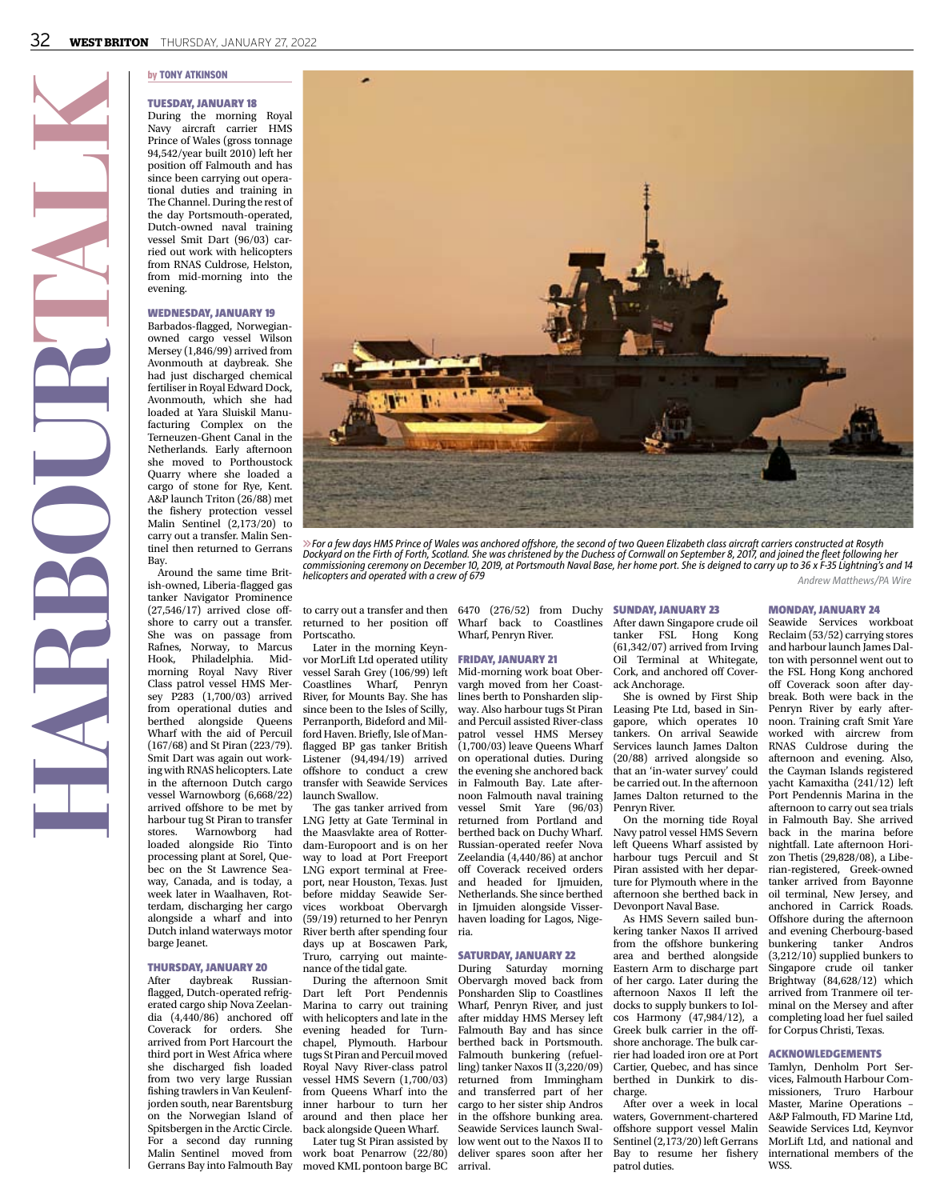# HARBOUR TALK

by TONY ATKINSON

## TUESDAY, JANUARY 18

During the morning Royal Navy aircraft carrier HMS Prince of Wales (gross tonnage 94,542/year built 2010) left her position off Falmouth and has since been carrying out operational duties and training in The Channel. During the rest of the day Portsmouth-operated, Dutch-owned naval training vessel Smit Dart (96/03) carried out work with helicopters from RNAS Culdrose, Helston, from mid-morning into the evening.

## WEDNESDAY, JANUARY 19

Barbados-flagged, Norwegian-owned cargo vessel Wilson Mersey (1,846/99) arrived from Avonmouth at daybreak. She had just discharged chemical fertiliser in Royal Edward Dock, Avonmouth, which she had loaded at Yara Sluiskil Manufacturing Complex on the Terneuzen-Ghent Canal in the Netherlands. Early afternoon she moved to Porthoustock Quarry where she loaded a cargo of stone for Rye, Kent. A&P launch Triton (26/88) met the fishery protection vessel Malin Sentinel (2,173/20) to carry out a transfer. Malin Sentinel then returned to Gerrans Bay.

Around the same time British-owned, Liberia-flagged gas tanker Navigator Prominence (27,546/17) arrived close offshore to carry out a transfer. She was on passage from Rafnes, Norway, to Marcus Hook, Philadelphia. Mid-morning Royal Navy River Class patrol vessel HMS Mersey P283 (1,700/03) arrived from operational duties and berthed alongside Queens Wharf with the aid of Percuil (167/68) and St Piran (223/79). Smit Dart was again out working with RNAS helicopters. Late in the afternoon Dutch cargo vessel Warnowborg (6,668/22) arrived offshore to be met by harbour tug St Piran to transfer stores. Warnowborg had loaded alongside Rio Tinto processing plant at Sorel, Quebec on the St Lawrence Seaway, Canada, and is today, a week later in Waalhaven, Rotterdam, discharging her cargo alongside a wharf and into Dutch inland waterways motor barge Jeanet.

## THURSDAY, JANUARY 20

After daybreak Russian-flagged, Dutch-operated refrigerated cargo ship Nova Zeelandia (4,440/86) anchored off Coverack for orders. She arrived from Port Harcourt the third port in West Africa where she discharged fish loaded from two very large Russian fishing trawlers in Van Keulenfjorden south, near Barentsburg on the Norwegian Island of Spitsbergen in the Arctic Circle. For a second day running Malin Sentinel moved from Gerrans Bay into Falmouth Bay to carry out a transfer and then returned to her position off Portscatho.

Later in the morning Keynvor MorLift Ltd operated utility vessel Sarah Grey (106/99) left Coastlines Wharf, Penryn River, for Mounts Bay. She has since been to the Isles of Scilly, Perranporth, Bideford and Milford Haven. Briefly, Isle of Man-flagged BP gas tanker British Listener (94,494/19) arrived offshore to conduct a crew transfer with Seawide Services launch Swallow.

The gas tanker arrived from LNG Jetty at Gate Terminal in the Maasvlakte area of Rotterdam-Europoort and is on her way to load at Port Freeport LNG export terminal at Freeport, near Houston, Texas. Just before midday Seawide Services workboat Obervargh (59/19) returned to her Penryn River berth after spending four days up at Boscawen Park, Truro, carrying out maintenance of the tidal gate.

During the afternoon Smit Dart left Port Pendennis Marina to carry out training with helicopters and late in the evening headed for Turnchapel, Plymouth. Harbour tugs St Piran and Percuil moved Royal Navy River-class patrol vessel HMS Severn (1,700/03) from Queens Wharf into the inner harbour to turn her around and then place her back alongside Queen Wharf.

Later tug St Piran assisted by work boat Penarrow (22/80) moved KML pontoon barge BC 6470 (276/52) from Duchy Wharf back to Coastlines Wharf, Penryn River.

## FRIDAY, JANUARY 21

Mid-morning work boat Obervargh moved from her Coastlines berth to Ponsharden slipway. Also harbour tugs St Piran and Percuil assisted River-class patrol vessel HMS Mersey (1,700/03) leave Queens Wharf on operational duties. During the evening she anchored back in Falmouth Bay. Late afternoon Falmouth naval training vessel Smit Yare (96/03) returned from Portland and berthed back on Duchy Wharf. Russian-operated reefer Nova Zeelandia (4,440/86) at anchor off Coverack received orders and headed for Ijmuiden, Netherlands. She since berthed in Ijmuiden alongside Visserhaven loading for Lagos, Nigeria.

## SATURDAY, JANUARY 22

During Saturday morning Obervargh moved back from Ponsharden Slip to Coastlines Wharf, Penryn River, and just after midday HMS Mersey left Falmouth Bay and has since berthed back in Portsmouth. Falmouth bunkering (refuelling) tanker Naxos II (3,220/09) returned from Immingham and transferred part of her cargo to her sister ship Andros in the offshore bunking area. Seawide Services launch Swallow went out to the Naxos II to deliver spares soon after her arrival.

## SUNDAY, JANUARY 23

After dawn Singapore crude oil tanker FSL Hong Kong (61,342/07) arrived from Irving Oil Terminal at Whitegate, Cork, and anchored off Coverack Anchorage.

She is owned by First Ship Leasing Pte Ltd, based in Singapore, which operates 10 tankers. On arrival Seawide Services launch James Dalton (20/88) arrived alongside so that an 'in-water survey' could be carried out. In the afternoon James Dalton returned to the Penryn River.

On the morning tide Royal Navy patrol vessel HMS Severn left Queens Wharf assisted by harbour tugs Percuil and St Piran assisted with her departure for Plymouth where in the afternoon she berthed back in Devonport Naval Base.

As HMS Severn sailed bunkering tanker Naxos II arrived from the offshore bunkering area and berthed alongside Eastern Arm to discharge part of her cargo. Later during the afternoon Naxos II left the docks to supply bunkers to Iolcos Harmony (47,984/12), a Greek bulk carrier in the offshore anchorage. The bulk carrier had loaded iron ore at Port Cartier, Quebec, and has since berthed in Dunkirk to discharge.

After over a week in local waters, Government-chartered offshore support vessel Malin Sentinel (2,173/20) left Gerrans Bay to resume her fishery patrol duties.

## MONDAY, JANUARY 24

Seawide Services workboat Reclaim (53/52) carrying stores and harbour launch James Dalton with personnel went out to the FSL Hong Kong anchored off Coverack soon after daybreak. Both were back in the Penryn River by early afternoon. Training craft Smit Yare worked with aircrew from RNAS Culdrose during the afternoon and evening. Also, the Cayman Islands registered yacht Kamaxitha (241/12) left Port Pendennis Marina in the afternoon to carry out sea trials in Falmouth Bay. She arrived back in the marina before nightfall. Late afternoon Horizon Thetis (29,828/08), a Liberian-registered, Greek-owned tanker arrived from Bayonne oil terminal, New Jersey, and anchored in Carrick Roads. Offshore during the afternoon and evening Cherbourg-based bunkering tanker Andros (3,212/10) supplied bunkers to Singapore crude oil tanker Brightway (84,628/12) which arrived from Tranmere oil terminal on the Mersey and after completing load her fuel sailed for Corpus Christi, Texas.

## ACKNOWLEDGEMENTS

Tamlyn, Denholm Port Services, Falmouth Harbour Commissioners, Truro Harbour Master, Marine Operations – A&P Falmouth, FD Marine Ltd, Seawide Services Ltd, Keynvor MorLift Ltd, and national and international members of the WSS.

»For a few days HMS Prince of Wales was anchored offshore, the second of two Queen Elizabeth class aircraft carriers constructed at Rosyth Dockyard on the Firth of Forth, Scotland. She was christened by the Duchess of Cornwall on September 8, 2017, and joined the fleet following her commissioning ceremony on December 10, 2019, at Portsmouth Naval Base, her home port. She is deigned to carry up to 36 x F-35 Lightning's and 14 helicopters and operated with a crew of 679 *Andrew Matthews/PA Wire*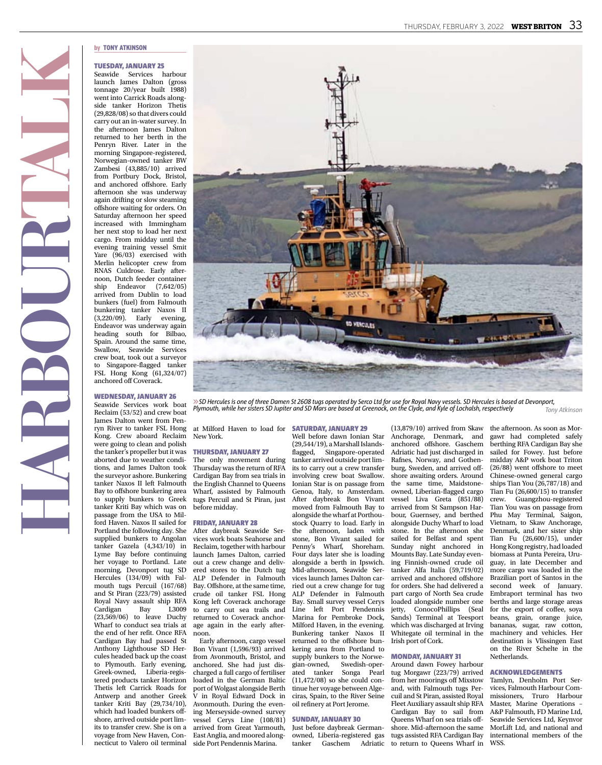# HARBOUR TALK

by **TONY ATKINSON**

### TUESDAY, JANUARY 25

Seawide Services harbour launch James Dalton (gross tonnage 20/year built 1988) went into Carrick Roads alongside tanker Horizon Thetis (29,828/08) so that divers could carry out an in-water survey. In the afternoon James Dalton returned to her berth in the Penryn River. Later in the morning Singapore-registered, Norwegian-owned tanker BW Zambesi (43,885/10) arrived from Portbury Dock, Bristol, and anchored offshore. Early afternoon she was underway again drifting or slow steaming offshore waiting for orders. On Saturday afternoon her speed increased with Immingham her next stop to load her next cargo. From midday until the evening training vessel Smit Yare (96/03) exercised with Merlin helicopter crew from RNAS Culdrose. Early afternoon, Dutch feeder container ship Endeavor (7,642/05) arrived from Dublin to load bunkers (fuel) from Falmouth bunkering tanker Naxos II (3,220/09). Early evening, Endeavor was underway again heading south for Bilbao, Spain. Around the same time, Swallow, Seawide Services crew boat, took out a surveyor to Singapore-flagged tanker FSL Hong Kong (61,324/07) anchored off Coverack.

### WEDNESDAY, JANUARY 26

Seawide Services work boat Reclaim (53/52) and crew boat James Dalton went from Penryn River to tanker FSL Hong Kong. Crew aboard Reclaim were going to clean and polish the tanker's propeller but it was aborted due to weather conditions, and James Dalton took the surveyor ashore. Bunkering tanker Naxos II left Falmouth Bay to offshore bunkering area to supply bunkers to Greek tanker Kriti Bay which was on passage from the USA to Milford Haven. Naxos II sailed for Portland the following day. She supplied bunkers to Angolan tanker Gazela (4,343/10) in Lyme Bay before continuing her voyage to Portland. Late morning, Devonport tug SD Hercules (134/09) with Falmouth tugs Percuil (167/68) and St Piran (223/79) assisted Royal Navy assault ship RFA Cardigan Bay L3009 (23,569/06) to leave Duchy Wharf to conduct sea trials at the end of her refit. Once RFA Cardigan Bay had passed St Anthony Lighthouse SD Hercules headed back up the coast to Plymouth. Early evening, Greek-owned, Liberia-registered products tanker Horizon Thetis left Carrick Roads for Antwerp and another Greek tanker Kriti Bay (29,734/10), which had loaded bunkers offshore, arrived outside port limits to transfer crew. She is on a voyage from New Haven, Connecticut to Valero oil terminal at Milford Haven to load for New York.

### THURSDAY, JANUARY 27

The only movement during Thursday was the return of RFA Cardigan Bay from sea trials in the English Channel to Queens Wharf, assisted by Falmouth tugs Percuil and St Piran, just before midday.

### FRIDAY, JANUARY 28

After daybreak Seawide Services work boats Seahorse and Reclaim, together with harbour launch James Dalton, carried out a crew change and delivered stores to the Dutch tug ALP Defender in Falmouth Bay. Offshore, at the same time, crude oil tanker FSL Hong Kong left Coverack anchorage to carry out sea trails and returned to Coverack anchorage again in the early afternoon.

Early afternoon, cargo vessel Bon Vivant (1,596/93) arrived from Avonmouth, Bristol, and anchored. She had just discharged a full cargo of fertiliser loaded in the German Baltic port of Wolgast alongside Berth V in Royal Edward Dock in Avonmouth. During the evening Merseyside-owned survey vessel Cerys Line (108/81) arrived from Great Yarmouth, East Anglia, and moored alongside Port Pendennis Marina.

### SATURDAY, JANUARY 29

Well before dawn Ionian Star (29,544/19), a Marshall Islands-flagged, Singapore-operated tanker arrived outside port limits to carry out a crew transfer involving crew boat Swallow. Ionian Star is on passage from Genoa, Italy, to Amsterdam. After daybreak Bon Vivant moved from Falmouth Bay to alongside the wharf at Porthoustock Quarry to load. Early in the afternoon, laden with stone, Bon Vivant sailed for Penny's Wharf, Shoreham. Four days later she is loading alongside a berth in Ipswich. Mid-afternoon, Seawide Services launch James Dalton carried out a crew change for tug ALP Defender in Falmouth Bay. Small survey vessel Cerys Line left Port Pendennis Marina for Pembroke Dock, Milford Haven, in the evening. Bunkering tanker Naxos II returned to the offshore bunkering area from Portland to supply bunkers to the Norwegian-owned, Swedish-operated tanker Songa Pearl (11,472/08) so she could continue her voyage between Algeciras, Spain, to the River Seine oil refinery at Port Jerome.

### SUNDAY, JANUARY 30

Just before daybreak German-owned, Liberia-registered gas tanker Gaschem Adriatic (13,879/10) arrived from Skaw Anchorage, Denmark, and anchored offshore. Gaschem Adriatic had just discharged in Rafnes, Norway, and Gothenburg, Sweden, and arrived offshore awaiting orders. Around the same time, Maidstone-owned, Liberian-flagged cargo vessel Liva Greta (851/88) arrived from St Sampson Harbour, Guernsey, and berthed alongside Duchy Wharf to load stone. In the afternoon she sailed for Belfast and spent Sunday night anchored in Mounts Bay. Late Sunday evening Finnish-owned crude oil tanker Alfa Italia (59,719/02) arrived and anchored offshore for orders. She had delivered a part cargo of North Sea crude loaded alongside number one jetty, ConocoPhillips (Seal Sands) Terminal at Teesport which was discharged at Irving Whitegate oil terminal in the Irish port of Cork.

### MONDAY, JANUARY 31

Around dawn Fowey harbour tug Morgawr (223/79) arrived from her moorings off Mixstow and, with Falmouth tugs Percuil and St Piran, assisted Royal Fleet Auxiliary assault ship RFA Cardigan Bay to sail from Queens Wharf on sea trials offshore. Mid-afternoon the same tugs assisted RFA Cardigan Bay to return to Queens Wharf in the afternoon. As soon as Morgawr had completed safely berthing RFA Cardigan Bay she sailed for Fowey. Just before midday A&P work boat Triton (26/88) went offshore to meet Chinese-owned general cargo ships Tian You (26,787/18) and Tian Fu (26,600/15) to transfer crew. Guangzhou-registered Tian You was on passage from Phu May Terminal, Saigon, Vietnam, to Skaw Anchorage, Denmark, and her sister ship Tian Fu (26,600/15), under Hong Kong registry, had loaded biomass at Punta Pereira, Uruguay, in late December and more cargo was loaded in the Brazilian port of Santos in the second week of January. Embraport terminal has two berths and large storage areas for the export of coffee, soya beans, grain, orange juice, bananas, sugar, raw cotton, machinery and vehicles. Her destination is Vlissingen East on the River Schelte in the Netherlands.

### ACKNOWLEDGEMENTS

Tamlyn, Denholm Port Services, Falmouth Harbour Commissioners, Truro Harbour Master, Marine Operations – A&P Falmouth, FD Marine Ltd, Seawide Services Ltd, Keynvor MorLift Ltd, and national and international members of the WSS.

» SD Hercules is one of three Damen St 2608 tugs operated by Serco Ltd for use for Royal Navy vessels. SD Hercules is based at Devonport, Plymouth, while her sisters SD Jupiter and SD Mars are based at Greenock, on the Clyde, and Kyle of Lochalsh, respectively *Tony Atkinson*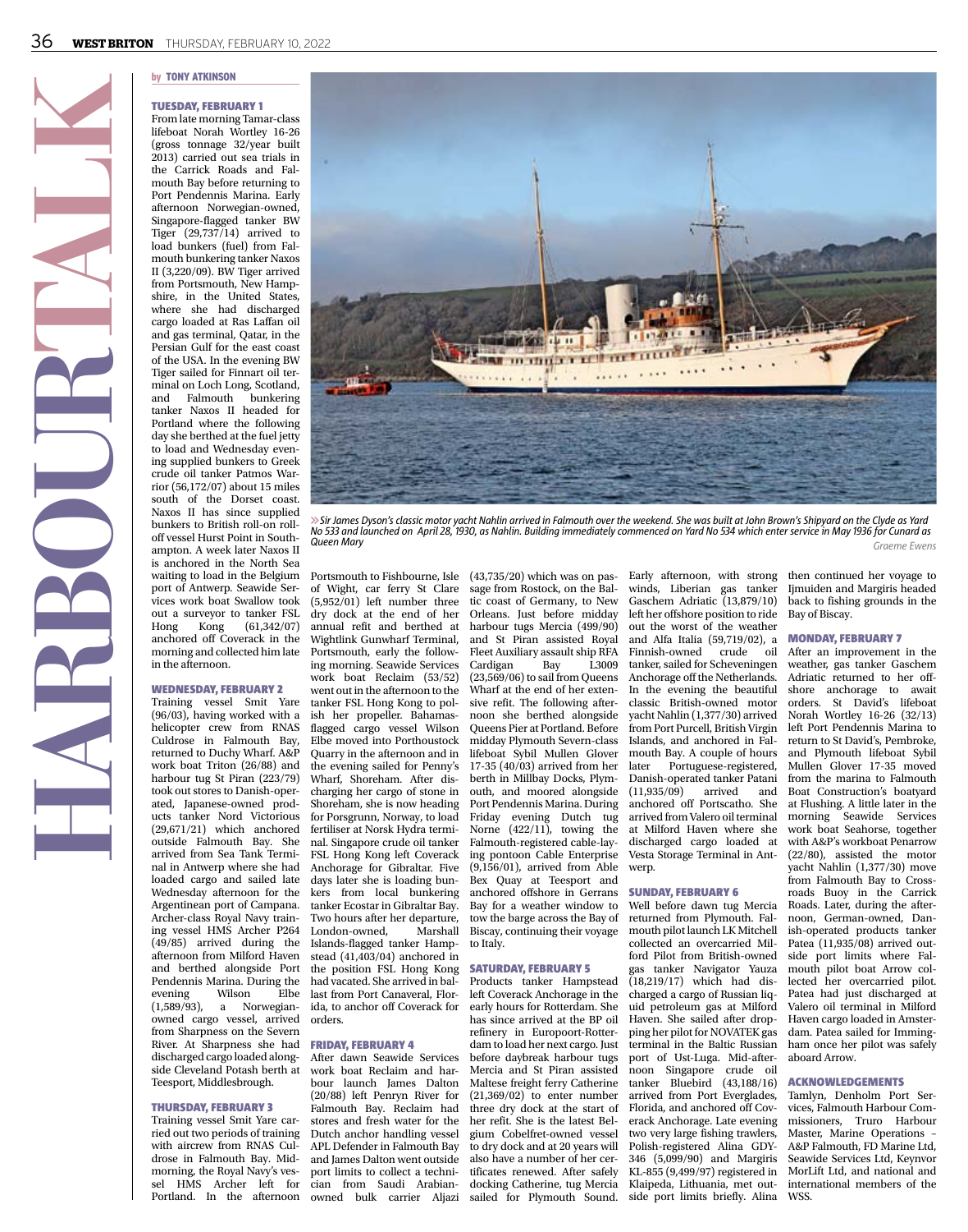# HARBOURTALK

by **TONY ATKINSON**

### TUESDAY, FEBRUARY 1

From late morning Tamar-class lifeboat Norah Wortley 16-26 (gross tonnage 32/year built 2013) carried out sea trials in the Carrick Roads and Falmouth Bay before returning to Port Pendennis Marina. Early afternoon Norwegian-owned, Singapore-flagged tanker BW Tiger (29,737/14) arrived to load bunkers (fuel) from Falmouth bunkering tanker Naxos II (3,220/09). BW Tiger arrived from Portsmouth, New Hampshire, in the United States, where she had discharged cargo loaded at Ras Laffan oil and gas terminal, Qatar, in the Persian Gulf for the east coast of the USA. In the evening BW Tiger sailed for Finnart oil terminal on Loch Long, Scotland, and Falmouth bunkering tanker Naxos II headed for Portland where the following day she berthed at the fuel jetty to load and Wednesday evening supplied bunkers to Greek crude oil tanker Patmos Warrior (56,172/07) about 15 miles south of the Dorset coast. Naxos II has since supplied bunkers to British roll-on roll-off vessel Hurst Point in Southampton. A week later Naxos II is anchored in the North Sea waiting to load in the Belgium port of Antwerp. Seawide Services work boat Swallow took out a surveyor to tanker FSL Hong Kong (61,342/07) anchored off Coverack in the morning and collected him late in the afternoon.

### WEDNESDAY, FEBRUARY 2

Training vessel Smit Yare (96/03), having worked with a helicopter crew from RNAS Culdrose in Falmouth Bay, returned to Duchy Wharf. A&P work boat Triton (26/88) and harbour tug St Piran (223/79) took out stores to Danish-operated, Japanese-owned products tanker Nord Victorious (29,671/21) which anchored outside Falmouth Bay. She arrived from Sea Tank Terminal in Antwerp where she had loaded cargo and sailed late Wednesday afternoon for the Argentinean port of Campana. Archer-class Royal Navy training vessel HMS Archer P264 (49/85) arrived during the afternoon from Milford Haven and berthed alongside Port Pendennis Marina. During the evening Wilson Elbe (1,589/93), a Norwegian-owned cargo vessel, arrived from Sharpness on the Severn River. At Sharpness she had discharged cargo loaded alongside Cleveland Potash berth at Teesport, Middlesbrough.

### THURSDAY, FEBRUARY 3

Training vessel Smit Yare carried out two periods of training with aircrew from RNAS Culdrose in Falmouth Bay. Midmorning, the Royal Navy's vessel HMS Archer left for Portland. In the afternoon Portsmouth to Fishbourne, Isle of Wight, car ferry St Clare (5,952/01) left number three dry dock at the end of her annual refit and berthed at the Wightlink Gunwharf Terminal, Portsmouth, early the following morning. Seawide Services work boat Reclaim (53/52) went out in the afternoon to the tanker FSL Hong Kong to polish her propeller. Bahamas-flagged cargo vessel Wilson Elbe moved into Porthoustock Quarry in the afternoon and in the evening sailed for Penny's Wharf, Shoreham. After discharging her cargo of stone in Shoreham, she is now heading for Porsgrunn, Norway, to load fertiliser at Norsk Hydra terminal. Singapore crude oil tanker FSL Hong Kong left Coverack Anchorage for Gibraltar. Five days later she is loading bunkers from local bunkering tanker Ecostar in Gibraltar Bay. Two hours after her departure, London-owned, Marshall Islands-flagged tanker Hampstead (41,403/04) anchored in the position FSL Hong Kong had vacated. She arrived in ballast from Port Canaveral, Florida, to anchor off Coverack for orders.

### FRIDAY, FEBRUARY 4

After dawn Seawide Services work boat Reclaim and harbour launch James Dalton (20/88) left Penryn River for Falmouth Bay. Reclaim had stores and fresh water for the Dutch anchor handling vessel APL Defender in Falmouth Bay and James Dalton went outside port limits to collect a technician from Saudi Arabian-owned bulk carrier Aljazi (43,735/20) which was on passage from Rostock, on the Baltic coast of Germany, to New Orleans. Just before midday harbour tugs Mercia (499/90) and St Piran assisted Royal Fleet Auxiliary assault ship RFA Cardigan Bay L3009 (23,569/06) to sail from Queens Wharf at the end of her extensive refit. The following afternoon she berthed alongside Queens Pier at Portland. Before midday Plymouth Severn-class lifeboat Sybil Mullen Glover 17-35 (40/03) arrived from her berth in Millbay Docks, Plymouth, and moored alongside Port Pendennis Marina. During Friday evening Dutch tug Norne (422/11), towing the Falmouth-registered cable-laying pontoon Cable Enterprise (9,156/01), arrived from Able Bex Quay at Teesport and anchored offshore in Gerrans Bay for a weather window to tow the barge across the Bay of Biscay, continuing their voyage to Italy.

### SATURDAY, FEBRUARY 5

Products tanker Hampstead left Coverack Anchorage in the early hours for Rotterdam. She has since arrived at the BP oil refinery in Europoort-Rotterdam to load her next cargo. Just before daybreak harbour tugs Mercia and St Piran assisted Maltese freight ferry Catherine (21,369/02) to enter number three dry dock at the start of her refit. She is the latest Belgium Cobelfret-owned vessel to dry dock and at 20 years will also have a number of her certificates renewed. After safely docking Catherine, tug Mercia sailed for Plymouth Sound. Early afternoon, with strong winds, Liberian gas tanker Gaschem Adriatic (13,879/10) left her offshore position to ride out the worst of the weather and Alfa Italia (59,719/02), a Finnish-owned crude oil tanker, sailed for Scheveningen Anchorage off the Netherlands. In the evening the beautiful classic British-owned motor yacht Nahlin (1,377/30) arrived from Port Purcell, British Virgin Islands, and anchored in Falmouth Bay. A couple of hours later Portuguese-registered, Danish-operated tanker Patani (11,935/09) arrived and anchored off Portscatho. She arrived from Valero oil terminal at Milford Haven where she discharged cargo loaded at Vesta Storage Terminal in Antwerp.

### SUNDAY, FEBRUARY 6

Well before dawn tug Mercia returned from Plymouth. Falmouth pilot launch LK Mitchell collected an overcarried Milford Pilot from British-owned gas tanker Navigator Yauza (18,219/17) which had discharged a cargo of Russian liquid petroleum gas at Milford Haven. She sailed after dropping her pilot for NOVATEK gas terminal in the Baltic Russian port of Ust-Luga. Mid-afternoon Singapore crude oil tanker Bluebird (43,188/16) arrived from Port Everglades, Florida, and anchored off Coverack Anchorage. Late evening two very large fishing trawlers, Polish-registered Alina GDY-346 (5,099/90) and Margiris KL-855 (9,499/97) registered in Klaipeda, Lithuania, met outside port limits briefly. Alina then continued her voyage to Ijmuiden and Margiris headed back to fishing grounds in the Bay of Biscay.

### MONDAY, FEBRUARY 7

After an improvement in the weather, gas tanker Gaschem Adriatic returned to her offshore anchorage to await orders. St David's lifeboat Norah Wortley 16-26 (32/13) left Port Pendennis Marina to return to St David's, Pembroke, and Plymouth lifeboat Sybil Mullen Glover 17-35 moved from the marina to Falmouth Boat Construction's boatyard at Flushing. A little later in the morning Seawide Services work boat Seahorse, together with A&P's workboat Penarrow (22/80), assisted the motor yacht Nahlin (1,377/30) move from Falmouth Bay to Crossroads Buoy in the Carrick Roads. Later, during the afternoon, German-owned, Danish-operated products tanker Patea (11,935/08) arrived outside port limits where Falmouth pilot boat Arrow collected her overcarried pilot. Patea had just discharged at Valero oil terminal in Milford Haven cargo loaded in Amsterdam. Patea sailed for Immingham once her pilot was safely aboard Arrow.

### ACKNOWLEDGEMENTS

Tamlyn, Denholm Port Services, Falmouth Harbour Commissioners, Truro Harbour Master, Marine Operations – A&P Falmouth, FD Marine Ltd, Seawide Services Ltd, Keynvor MorLift Ltd, and national and international members of the WSS.

*»Sir James Dyson's classic motor yacht Nahlin arrived in Falmouth over the weekend. She was built at John Brown's Shipyard on the Clyde as Yard No 533 and launched on April 28, 1930, as Nahlin. Building immediately commenced on Yard No 534 which enter service in May 1936 for Cunard as Queen Mary* Graeme Ewens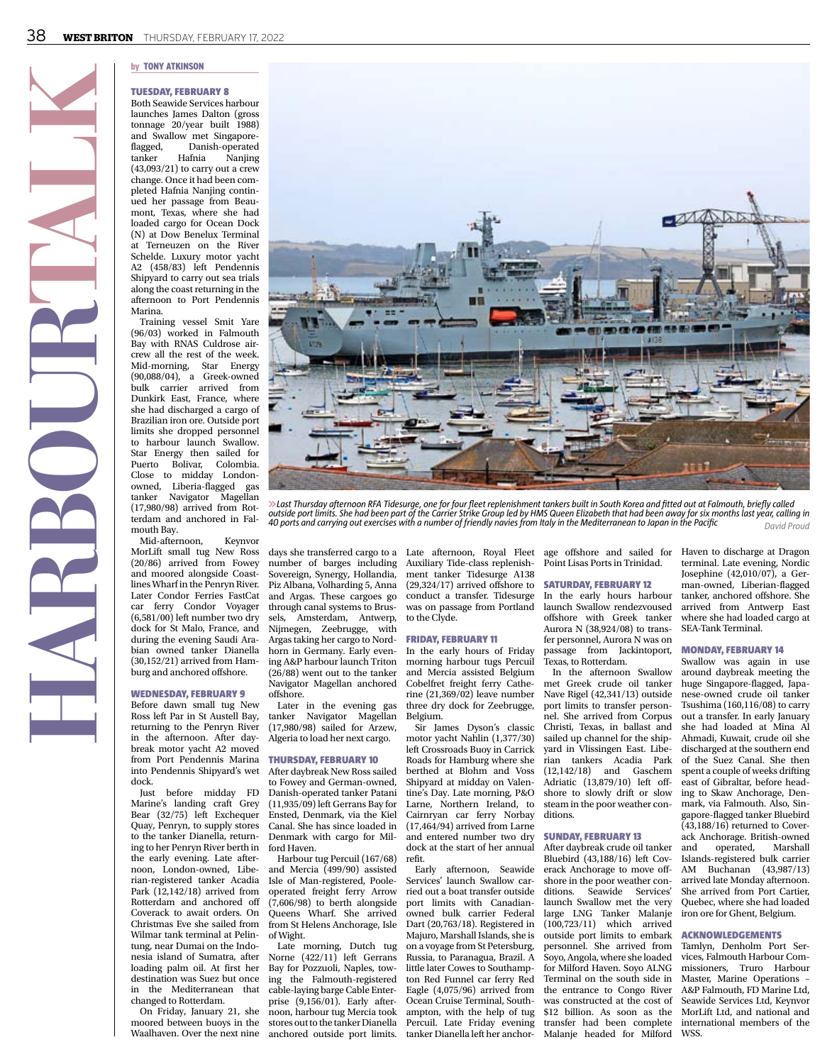# HARBOUR TALK

by **TONY ATKINSON**

### TUESDAY, FEBRUARY 8

Both Seawide Services harbour launches James Dalton (gross tonnage 20/year built 1988) and Swallow met Singapore-flagged, Danish-operated tanker Hafnia Nanjing (43,093/21) to carry out a crew change. Once it had been completed Hafnia Nanjing continued her passage from Beaumont, Texas, where she had loaded cargo for Ocean Dock (N) at Dow Benelux Terminal at Terneuzen on the River Schelde. Luxury motor yacht A2 (458/83) left Pendennis Shipyard to carry out sea trials along the coast returning in the afternoon to Port Pendennis Marina.

Training vessel Smit Yare (96/03) worked in Falmouth Bay with RNAS Culdrose aircrew all the rest of the week. Mid-morning, Star Energy (90,088/04), a Greek-owned bulk carrier arrived from Dunkirk East, France, where she had discharged a cargo of Brazilian iron ore. Outside port limits she dropped personnel to harbour launch Swallow. Star Energy then sailed for Puerto Bolivar, Colombia. Close to midday London-owned, Liberia-flagged gas tanker Navigator Magellan (17,980/98) arrived from Rotterdam and anchored in Falmouth Bay.

Mid-afternoon, Keynvor MorLift small tug New Ross (20/86) arrived from Fowey and moored alongside Coastlines Wharf in the Penryn River. Later Condor Ferries FastCat car ferry Condor Voyager (6,581/00) left number two dry dock for St Malo, France, and during the evening Saudi Arabian owned tanker Dianella (30,152/21) arrived from Hamburg and anchored offshore.

### WEDNESDAY, FEBRUARY 9

Before dawn small tug New Ross left Par in St Austell Bay, returning to the Penryn River in the afternoon. After daybreak motor yacht A2 moved from Port Pendennis Marina into Pendennis Shipyard's wet dock.

Just before midday FD Marine's landing craft Grey Bear (32/75) left Exchequer Quay, Penryn, to supply stores to the tanker Dianella, returning to her Penryn River berth in the early evening. Late afternoon, London-owned, Liberian-registered tanker Acadia Park (12,142/18) arrived from Rotterdam and anchored off Coverack to await orders. On Christmas Eve she sailed from Wilmar tank terminal at Pelintung, near Dumai on the Indonesia island of Sumatra, after loading palm oil. At first her destination was Suez but once in the Mediterranean that changed to Rotterdam.

On Friday, January 21, she moored between buoys in the Waalhaven. Over the next nine days she transferred cargo to a number of barges including Sovereign, Synergy, Hollandia, Piz Albana, Volharding 5, Anna and Argas. These cargoes go through canal systems to Brussels, Amsterdam, Antwerp, Nijmegen, Zeebrugge, with Argas taking her cargo to Nordhorn in Germany. Early evening A&P harbour launch Triton (26/88) went out to the tanker Navigator Magellan anchored offshore.

Later in the evening gas tanker Navigator Magellan (17,980/98) sailed for Arzew, Algeria to load her next cargo.

### THURSDAY, FEBRUARY 10

After daybreak New Ross sailed to Fowey and German-owned, Danish-operated tanker Patani (11,935/09) left Gerrans Bay for Ensted, Denmark, via the Kiel Canal. She has since loaded in Denmark with cargo for Milford Haven.

Harbour tug Percuil (167/68) and Mercia (499/90) assisted Isle of Man-registered, Poole-operated freight ferry Arrow (7,606/98) to berth alongside Queens Wharf. She arrived from St Helens Anchorage, Isle of Wight.

Late morning, Dutch tug Norne (422/11) left Gerrans Bay for Pozzuoli, Naples, towing the Falmouth-registered cable-laying barge Cable Enterprise (9,156/01). Early afternoon, harbour tug Mercia took stores out to the tanker Dianella anchored outside port limits. Late afternoon, Royal Fleet Auxiliary Tide-class replenishment tanker Tidesurge A138 (29,324/17) arrived offshore to conduct a transfer. Tidesurge was on passage from Portland to the Clyde.

### FRIDAY, FEBRUARY 11

In the early hours of Friday morning harbour tugs Percuil and Mercia assisted Belgium Cobelfret freight ferry Catherine (21,369/02) leave number three dry dock for Zeebrugge, Belgium.

Sir James Dyson's classic motor yacht Nahlin (1,377/30) left Crossroads Buoy in Carrick Roads for Hamburg where she berthed at Blohm and Voss Shipyard at midday on Valentine's Day. Late morning, P&O Larne, Northern Ireland, to Cairnryan car ferry Norbay (17,464/94) arrived from Larne and entered number two dry dock at the start of her annual refit.

Early afternoon, Seawide Services' launch Swallow carried out a boat transfer outside port limits with Canadian-owned bulk carrier Federal Dart (20,763/18). Registered in Majuro, Marshall Islands, she is on a voyage from St Petersburg, Russia, to Paranagua, Brazil. A little later Cowes to Southampton Red Funnel car ferry Red Eagle (4,075/96) arrived from Ocean Cruise Terminal, Southampton, with the help of tug Percuil. Late Friday evening tanker Dianella left her anchorage offshore and sailed for Point Lisas Ports in Trinidad.

### SATURDAY, FEBRUARY 12

In the early hours harbour launch Swallow rendezvoused offshore with Greek tanker Aurora N (38,924/08) to transfer personnel, Aurora N was on passage from Jackintoport, Texas, to Rotterdam.

In the afternoon Swallow met Greek crude oil tanker Nave Rigel (42,341/13) outside port limits to transfer personnel. She arrived from Corpus Christi, Texas, in ballast and sailed up channel for the shipyard in Vlissingen East. Liberian tankers Acadia Park (12,142/18) and Gaschem Adriatic (13,879/10) left offshore to slowly drift or slow steam in the poor weather conditions.

### SUNDAY, FEBRUARY 13

After daybreak crude oil tanker Bluebird (43,188/16) left Coverack Anchorage to move offshore in the poor weather conditions. Seawide Services' launch Swallow met the very large LNG Tanker Malanje (100,723/11) which arrived outside port limits to embark personnel. She arrived from Soyo, Angola, where she loaded for Milford Haven. Soyo ALNG Terminal on the south side in the entrance to Congo River was constructed at the cost of $12 billion. As soon as the transfer had been complete Malanje headed for Milford Haven to discharge at Dragon terminal. Late evening, Nordic Josephine (42,010/07), a German-owned, Liberian-flagged tanker, anchored offshore. She arrived from Antwerp East where she had loaded cargo at SEA-Tank Terminal.

### MONDAY, FEBRUARY 14

Swallow was again in use around daybreak meeting the huge Singapore-flagged, Japanese-owned crude oil tanker Tsushima (160,116/08) to carry out a transfer. In early January she had loaded at Mina Al Ahmadi, Kuwait, crude oil she discharged at the southern end of the Suez Canal. She then spent a couple of weeks drifting east of Gibraltar, before heading to Skaw Anchorage, Denmark, via Falmouth. Also, Singapore-flagged tanker Bluebird (43,188/16) returned to Coverack Anchorage. British-owned and operated, Marshall Islands-registered bulk carrier AM Buchanan (43,987/13) arrived late Monday afternoon. She arrived from Port Cartier, Quebec, where she had loaded iron ore for Ghent, Belgium.

### ACKNOWLEDGEMENTS

Tamlyn, Denholm Port Services, Falmouth Harbour Commissioners, Truro Harbour Master, Marine Operations – A&P Falmouth, FD Marine Ltd, Seawide Services Ltd, Keynvor MorLift Ltd, and national and international members of the WSS.

» *Last Thursday afternoon RFA Tidesurge, one for four fleet replenishment tankers built in South Korea and fitted out at Falmouth, briefly called outside port limits. She had been part of the Carrier Strike Group led by HMS Queen Elizabeth that had been away for six months last year, calling in 40 ports and carrying out exercises with a number of friendly navies from Italy in the Mediterranean to Japan in the Pacific* David Proud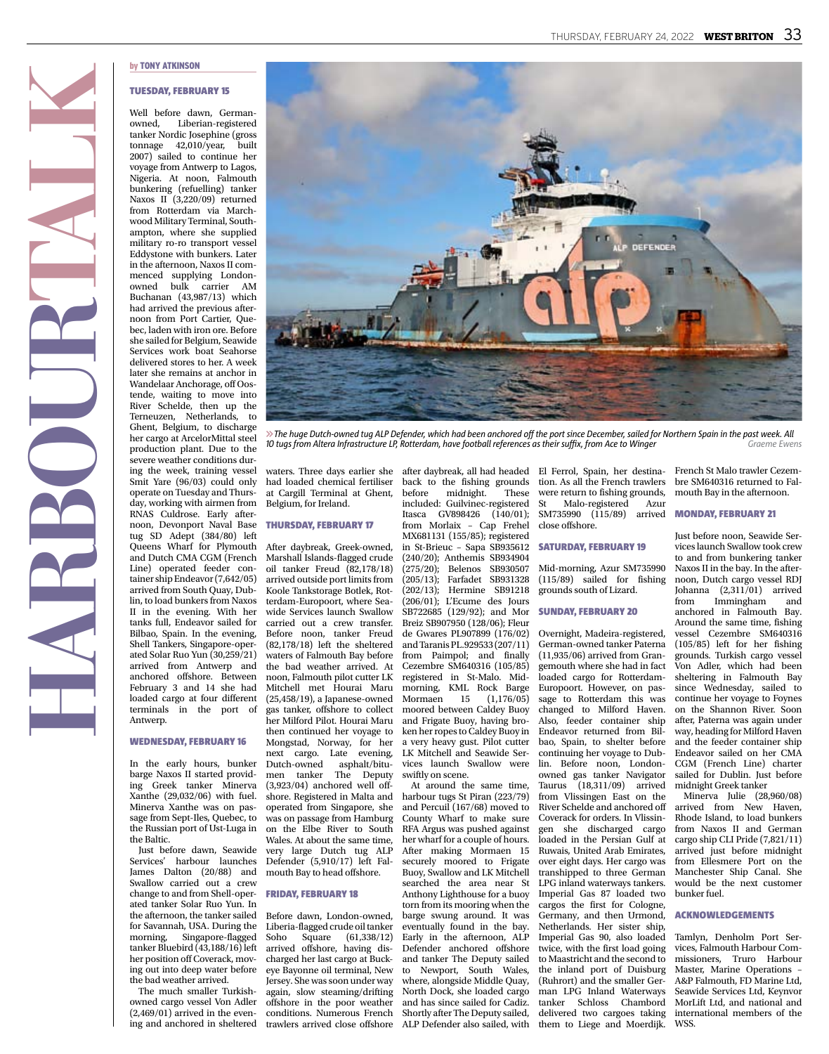# HARBOURTALK

**by TONY ATKINSON**

## TUESDAY, FEBRUARY 15

Well before dawn, German-owned, Liberian-registered tanker Nordic Josephine (gross tonnage 42,010/year, built 2007) sailed to continue her voyage from Antwerp to Lagos, Nigeria. At noon, Falmouth bunkering (refuelling) tanker Naxos II (3,220/09) returned from Rotterdam via Marchwood Military Terminal, Southampton, where she supplied military ro-ro transport vessel Eddystone with bunkers. Later in the afternoon, Naxos II commenced supplying London-owned bulk carrier AM Buchanan (43,987/13) which had arrived the previous afternoon from Port Cartier, Quebec, laden with iron ore. Before she sailed for Belgium, Seawide Services work boat Seahorse delivered stores to her. A week later she remains at anchor in Wandelaar Anchorage, off Oostende, waiting to move into River Schelde, then up the Terneuzen, Netherlands, to Ghent, Belgium, to discharge her cargo at ArcelorMittal steel production plant. Due to the severe weather conditions during the week, training vessel Smit Yare (96/03) could only operate on Tuesday and Thursday, working with airmen from RNAS Culdrose. Early afternoon, Devonport Naval Base tug SD Adept (384/80) left Queens Wharf for Plymouth and Dutch CMA CGM (French Line) operated feeder container ship Endeavor (7,642/05) arrived from South Quay, Dublin, to load bunkers from Naxos II in the evening. With her tanks full, Endeavor sailed for Bilbao, Spain. In the evening, Shell Tankers, Singapore-operated Solar Ruo Yun (30,259/21) arrived from Antwerp and anchored offshore. Between February 3 and 14 she had loaded cargo at four different terminals in the port of Antwerp.

## WEDNESDAY, FEBRUARY 16

In the early hours, bunker barge Naxos II started providing Greek tanker Minerva Xanthe (29,032/06) with fuel. Minerva Xanthe was on passage from Sept-Iles, Quebec, to the Russian port of Ust-Luga in the Baltic.

Just before dawn, Seawide Services' harbour launches James Dalton (20/88) and Swallow carried out a crew change to and from Shell-operated tanker Solar Ruo Yun. In the afternoon, the tanker sailed for Savannah, USA. During the morning, Singapore-flagged tanker Bluebird (43,188/16) left her position off Coverack, moving out into deep water before the bad weather arrived.

The much smaller Turkish-owned cargo vessel Von Adler (2,469/01) arrived in the evening and anchored in sheltered waters. Three days earlier she had loaded chemical fertiliser at Cargill Terminal at Ghent, Belgium, for Ireland.

## THURSDAY, FEBRUARY 17

After daybreak, Greek-owned, Marshall Islands-flagged crude oil tanker Freud (82,178/18) arrived outside port limits from Koole Tankstorage Botlek, Rotterdam-Europoort, where Seawide Services launch Swallow carried out a crew transfer. Before noon, tanker Freud (82,178/18) left the sheltered waters of Falmouth Bay before the bad weather arrived. At noon, Falmouth pilot cutter LK Mitchell met Hourai Maru (25,458/19), a Japanese-owned gas tanker, offshore to collect her Milford Pilot. Hourai Maru then continued her voyage to Mongstad, Norway, for her next cargo. Late evening, Dutch-owned asphalt/bitumen tanker The Deputy (3,923/04) anchored well offshore. Registered in Malta and operated from Singapore, she was on passage from Hamburg on the Elbe River to South Wales. At about the same time, very large Dutch tug ALP Defender (5,910/17) left Falmouth Bay to head offshore.

## FRIDAY, FEBRUARY 18

Before dawn, London-owned, Liberia-flagged crude oil tanker Soho Square (61,338/12) arrived offshore, having discharged her last cargo at Buckeye Bayonne oil terminal, New Jersey. She was soon under way again, slow steaming/drifting offshore in the poor weather conditions. Numerous French trawlers arrived close offshore after daybreak, all had headed back to the fishing grounds before midnight. These included: Guilvinec-registered Itasca GV898426 (140/01); from Morlaix – Cap Frehel MX681131 (155/85); registered in St-Brieuc – Sapa SB935612 (240/20); Anthemis SB934904 (275/20); Belenos SB930507 (205/13); Farfadet SB931328 (202/13); Hermine SB91218 (206/01); L'Ecume des Jours SB722685 (129/92); and Mor Breiz SB907950 (128/06); Fleur de Gwares PL907899 (176/02) and Taranis PL.929533 (207/11) from Paimpol; and finally Cezembre SM640316 (105/85) registered in St-Malo. Mid-morning, KML Rock Barge Mormaen 15 (1,176/05) moored between Caldey Buoy and Frigate Buoy, having broken her ropes to Caldey Buoy in a very heavy gust. Pilot cutter LK Mitchell and Seawide Services launch Swallow were swiftly on scene.

At around the same time, harbour tugs St Piran (223/79) and Percuil (167/68) moved to County Wharf to make sure RFA Argus was pushed against her wharf for a couple of hours. After making Mormaen 15 securely moored to Frigate Buoy, Swallow and LK Mitchell searched the area near St Anthony Lighthouse for a buoy torn from its mooring when the barge swung around. It was eventually found in the bay. Early in the afternoon, ALP Defender anchored offshore and tanker The Deputy sailed to Newport, South Wales, where, alongside Middle Quay, North Dock, she loaded cargo and has since sailed for Cadiz. Shortly after The Deputy sailed, ALP Defender also sailed, with El Ferrol, Spain, her destination. As all the French trawlers were return to fishing grounds, St Malo-registered Azur SM735990 (115/89) arrived close offshore.

## SATURDAY, FEBRUARY 19

Mid-morning, Azur SM735990 (115/89) sailed for fishing grounds south of Lizard.

## SUNDAY, FEBRUARY 20

Overnight, Madeira-registered, German-owned tanker Paterna (11,935/06) arrived from Grangemouth where she had in fact loaded cargo for Rotterdam-Europoort. However, on passage to Rotterdam this was changed to Milford Haven. Also, feeder container ship Endeavor returned from Bilbao, Spain, to shelter before continuing her voyage to Dublin. Before noon, London-owned gas tanker Navigator Taurus (18,311/09) arrived from Vlissingen East on the River Schelde and anchored off Coverack for orders. In Vlissingen she discharged cargo loaded in the Persian Gulf at Ruwais, United Arab Emirates, over eight days. Her cargo was transhipped to three German LPG inland waterways tankers. Imperial Gas 87 loaded two cargos the first for Cologne, Germany, and then Urmond, Netherlands. Her sister ship, Imperial Gas 90, also loaded twice, with the first load going to Maastricht and the second to the inland port of Duisburg (Ruhrort) and the smaller German LPG Inland Waterways tanker Schloss Chambord delivered two cargoes taking them to Liege and Moerdijk. French St Malo trawler Cezembre SM640316 returned to Falmouth Bay in the afternoon.

## MONDAY, FEBRUARY 21

Just before noon, Seawide Services launch Swallow took crew to and from bunkering tanker Naxos II in the bay. In the afternoon, Dutch cargo vessel RDJ Johanna (2,311/01) arrived from Immingham and anchored in Falmouth Bay. Around the same time, fishing vessel Cezembre SM640316 (105/85) left for her fishing grounds. Turkish cargo vessel Von Adler, which had been sheltering in Falmouth Bay since Wednesday, sailed to continue her voyage to Foynes on the Shannon River. Soon after, Paterna was again under way, heading for Milford Haven and the feeder container ship Endeavor sailed on her CMA CGM (French Line) charter sailed for Dublin. Just before midnight Greek tanker

Minerva Julie (28,960/08) arrived from New Haven, Rhode Island, to load bunkers from Naxos II and German cargo ship CLI Pride (7,821/11) arrived just before midnight from Ellesmere Port on the Manchester Ship Canal. She would be the next customer bunker fuel.

## ACKNOWLEDGEMENTS

Tamlyn, Denholm Port Services, Falmouth Harbour Commissioners, Truro Harbour Master, Marine Operations – A&P Falmouth, FD Marine Ltd, Seawide Services Ltd, Keynvor MorLift Ltd, and national and international members of the WSS.

*» The huge Dutch-owned tug ALP Defender, which had been anchored off the port since December, sailed for Northern Spain in the past week. All 10 tugs from Altera Infrastructure LP, Rotterdam, have football references as their suffix, from Ace to Winger* Graeme Ewens